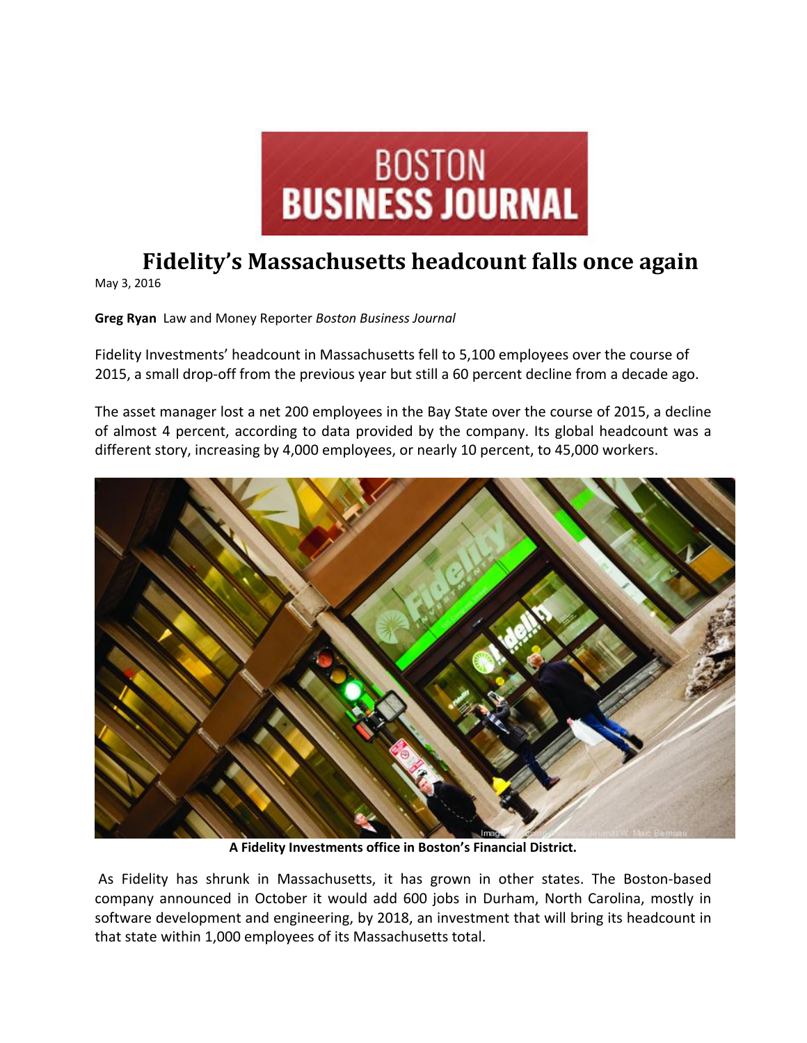BOSTON BUSINESS JOURNAL

# Fidelity's Massachusetts headcount falls once again

May 3, 2016

**Greg Ryan** Law and Money Reporter *Boston Business Journal*

Fidelity Investments' headcount in Massachusetts fell to 5,100 employees over the course of 2015, a small drop-off from the previous year but still a 60 percent decline from a decade ago.

The asset manager lost a net 200 employees in the Bay State over the course of 2015, a decline of almost 4 percent, according to data provided by the company. Its global headcount was a different story, increasing by 4,000 employees, or nearly 10 percent, to 45,000 workers.

**A Fidelity Investments office in Boston's Financial District.**

As Fidelity has shrunk in Massachusetts, it has grown in other states. The Boston-based company announced in October it would add 600 jobs in Durham, North Carolina, mostly in software development and engineering, by 2018, an investment that will bring its headcount in that state within 1,000 employees of its Massachusetts total.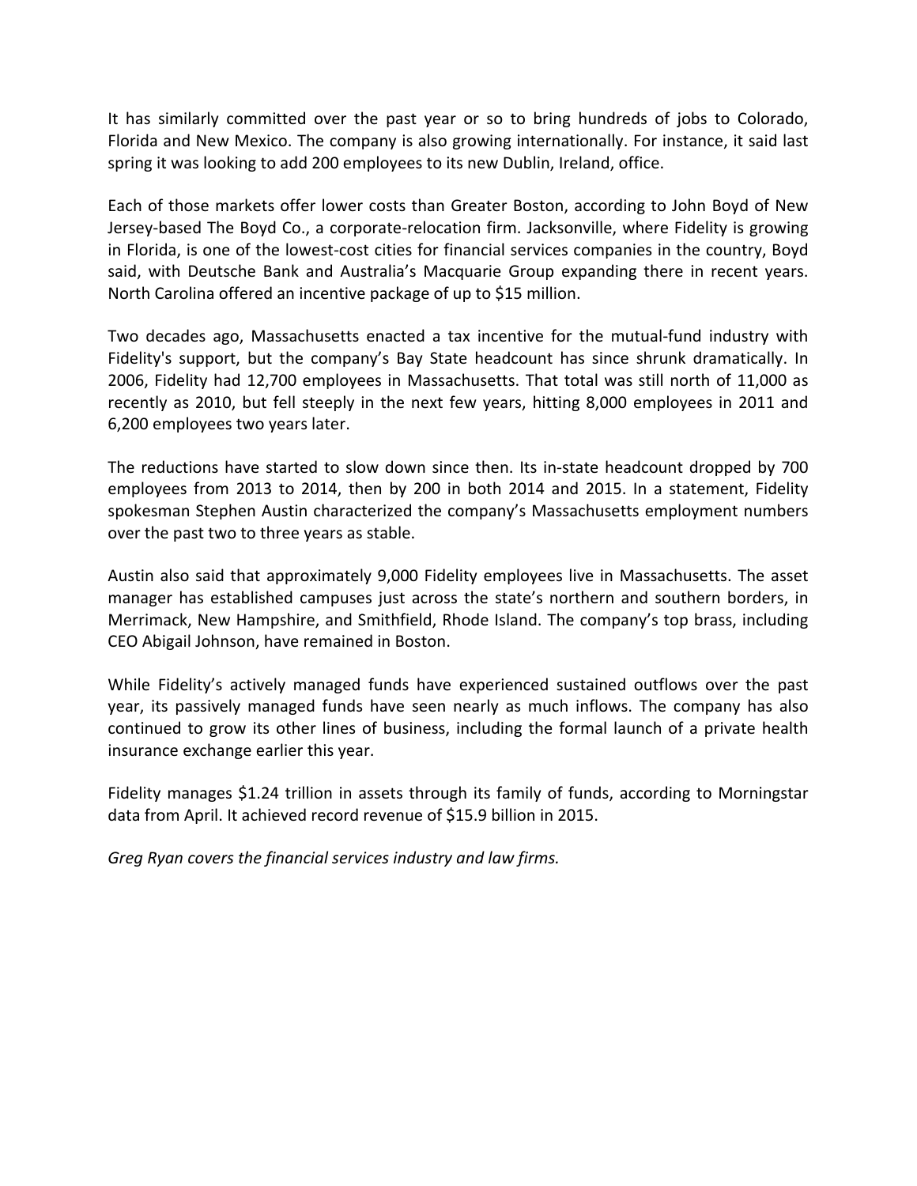It has similarly committed over the past year or so to bring hundreds of jobs to Colorado, Florida and New Mexico. The company is also growing internationally. For instance, it said last spring it was looking to add 200 employees to its new Dublin, Ireland, office.

Each of those markets offer lower costs than Greater Boston, according to John Boyd of New Jersey-based The Boyd Co., a corporate-relocation firm. Jacksonville, where Fidelity is growing in Florida, is one of the lowest-cost cities for financial services companies in the country, Boyd said, with Deutsche Bank and Australia's Macquarie Group expanding there in recent years. North Carolina offered an incentive package of up to $15 million.

Two decades ago, Massachusetts enacted a tax incentive for the mutual-fund industry with Fidelity's support, but the company's Bay State headcount has since shrunk dramatically. In 2006, Fidelity had 12,700 employees in Massachusetts. That total was still north of 11,000 as recently as 2010, but fell steeply in the next few years, hitting 8,000 employees in 2011 and 6,200 employees two years later.

The reductions have started to slow down since then. Its in-state headcount dropped by 700 employees from 2013 to 2014, then by 200 in both 2014 and 2015. In a statement, Fidelity spokesman Stephen Austin characterized the company's Massachusetts employment numbers over the past two to three years as stable.

Austin also said that approximately 9,000 Fidelity employees live in Massachusetts. The asset manager has established campuses just across the state's northern and southern borders, in Merrimack, New Hampshire, and Smithfield, Rhode Island. The company's top brass, including CEO Abigail Johnson, have remained in Boston.

While Fidelity's actively managed funds have experienced sustained outflows over the past year, its passively managed funds have seen nearly as much inflows. The company has also continued to grow its other lines of business, including the formal launch of a private health insurance exchange earlier this year.

Fidelity manages $1.24 trillion in assets through its family of funds, according to Morningstar data from April. It achieved record revenue of $15.9 billion in 2015.

*Greg Ryan covers the financial services industry and law firms.*